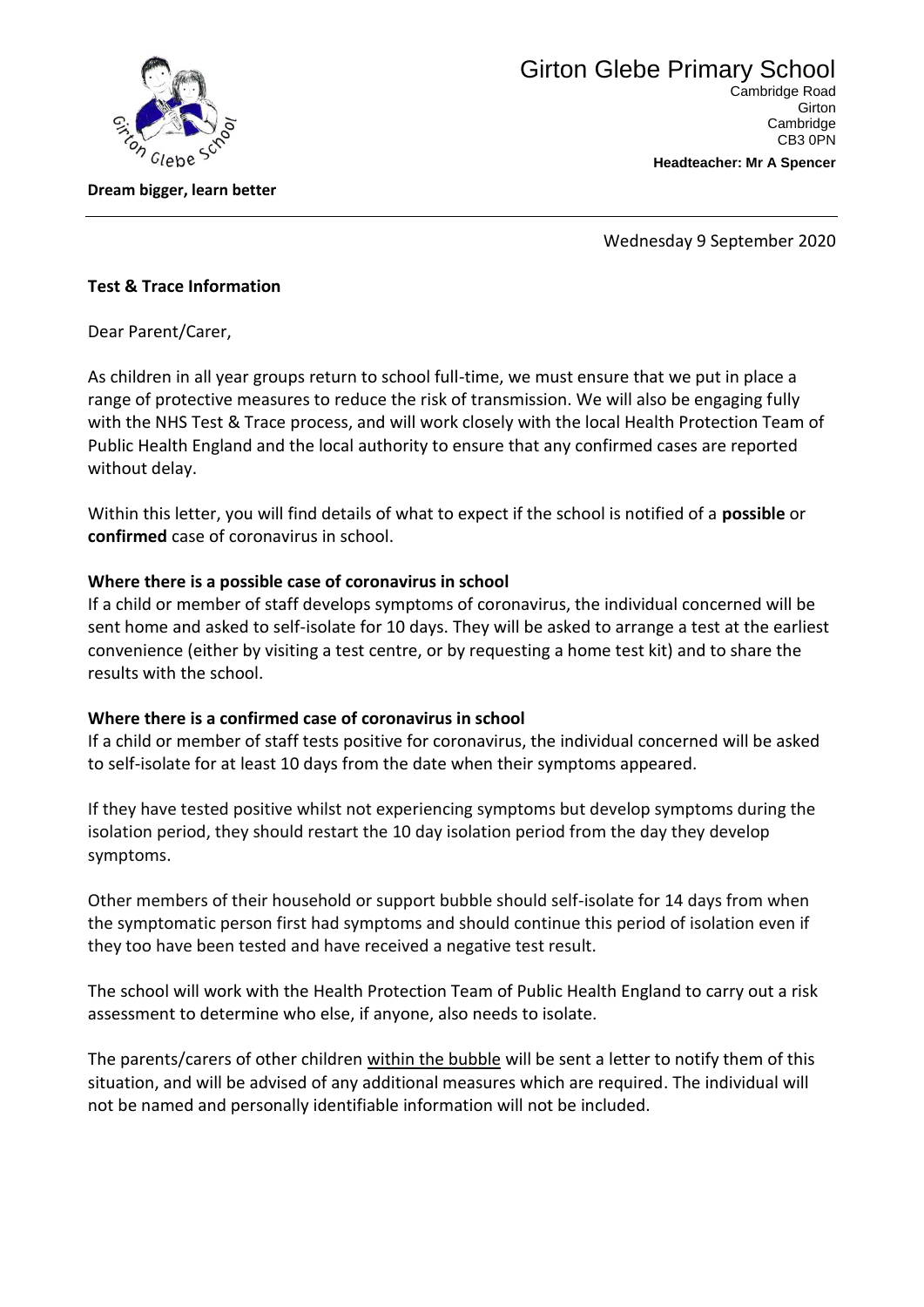# Girton Glebe Primary School

Cambridge Road
Girton
Cambridge
CB3 0PN

**Headteacher: Mr A Spencer**

**Dream bigger, learn better**

---

Wednesday 9 September 2020

**Test & Trace Information**

Dear Parent/Carer,

As children in all year groups return to school full-time, we must ensure that we put in place a range of protective measures to reduce the risk of transmission. We will also be engaging fully with the NHS Test & Trace process, and will work closely with the local Health Protection Team of Public Health England and the local authority to ensure that any confirmed cases are reported without delay.

Within this letter, you will find details of what to expect if the school is notified of a **possible** or **confirmed** case of coronavirus in school.

**Where there is a possible case of coronavirus in school**

If a child or member of staff develops symptoms of coronavirus, the individual concerned will be sent home and asked to self-isolate for 10 days. They will be asked to arrange a test at the earliest convenience (either by visiting a test centre, or by requesting a home test kit) and to share the results with the school.

**Where there is a confirmed case of coronavirus in school**

If a child or member of staff tests positive for coronavirus, the individual concerned will be asked to self-isolate for at least 10 days from the date when their symptoms appeared.

If they have tested positive whilst not experiencing symptoms but develop symptoms during the isolation period, they should restart the 10 day isolation period from the day they develop symptoms.

Other members of their household or support bubble should self-isolate for 14 days from when the symptomatic person first had symptoms and should continue this period of isolation even if they too have been tested and have received a negative test result.

The school will work with the Health Protection Team of Public Health England to carry out a risk assessment to determine who else, if anyone, also needs to isolate.

The parents/carers of other children <u>within the bubble</u> will be sent a letter to notify them of this situation, and will be advised of any additional measures which are required. The individual will not be named and personally identifiable information will not be included.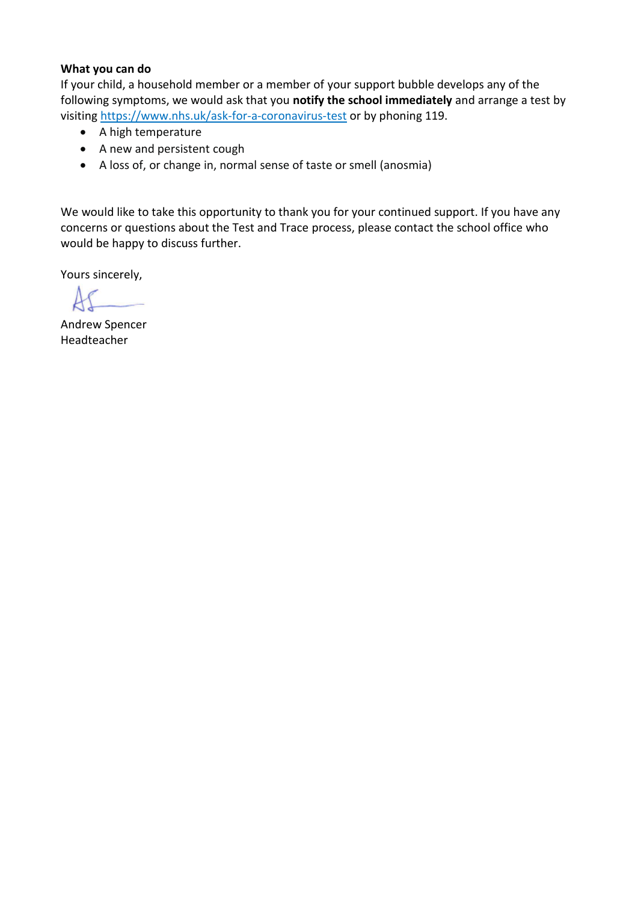**What you can do**

If your child, a household member or a member of your support bubble develops any of the following symptoms, we would ask that you **notify the school immediately** and arrange a test by visiting [https://www.nhs.uk/ask-for-a-coronavirus-test](https://www.nhs.uk/ask-for-a-coronavirus-test) or by phoning 119.

- A high temperature
- A new and persistent cough
- A loss of, or change in, normal sense of taste or smell (anosmia)

We would like to take this opportunity to thank you for your continued support. If you have any concerns or questions about the Test and Trace process, please contact the school office who would be happy to discuss further.

Yours sincerely,

Andrew Spencer
Headteacher